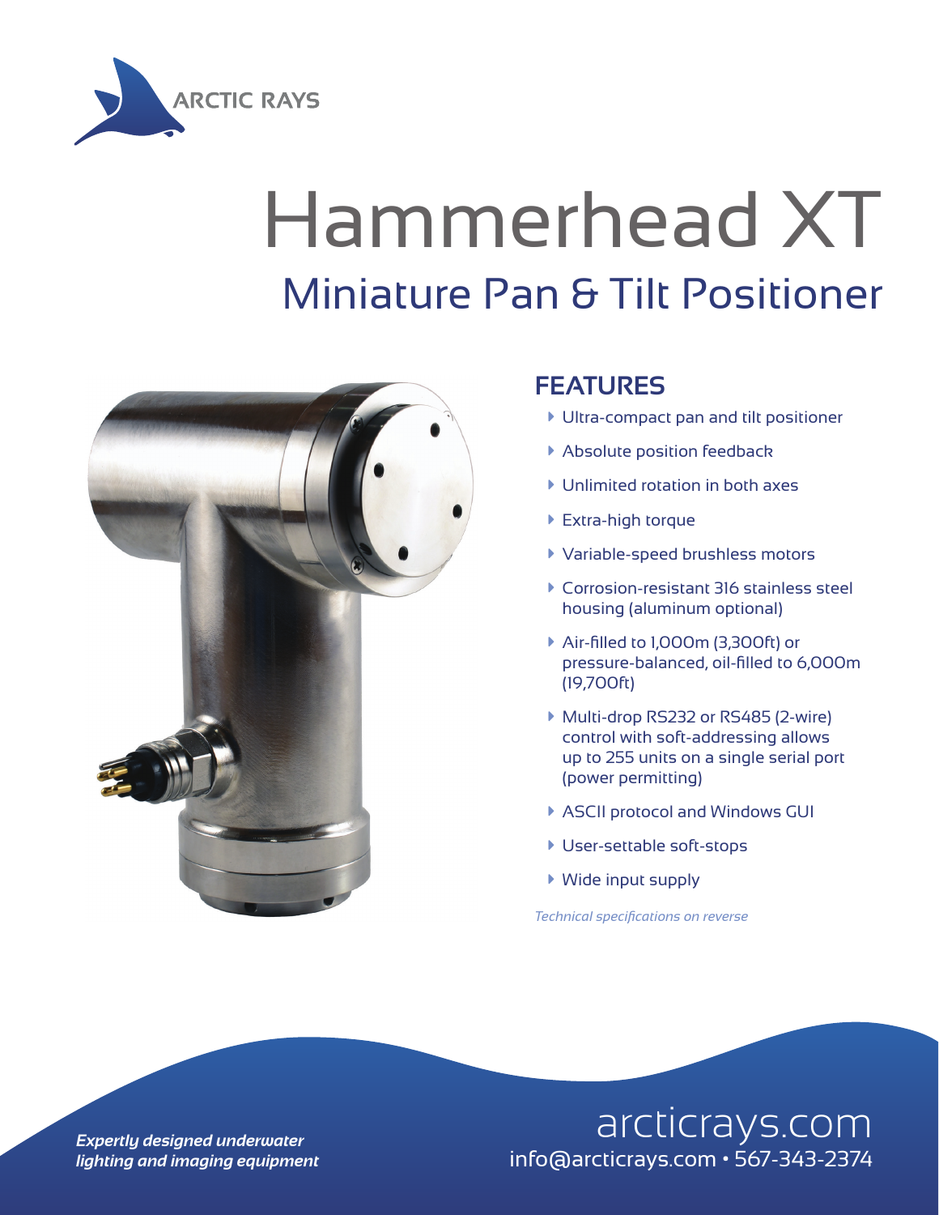ARCTIC RAYS

# Hammerhead XT

## Miniature Pan & Tilt Positioner

## FEATURES

- Ultra-compact pan and tilt positioner
- Absolute position feedback
- Unlimited rotation in both axes
- Extra-high torque
- Variable-speed brushless motors
- Corrosion-resistant 316 stainless steel housing (aluminum optional)
- Air-filled to 1,000m (3,300ft) or pressure-balanced, oil-filled to 6,000m (19,700ft)
- Multi-drop RS232 or RS485 (2-wire) control with soft-addressing allows up to 255 units on a single serial port (power permitting)
- ASCII protocol and Windows GUI
- User-settable soft-stops
- Wide input supply

*Technical specifications on reverse*

***Expertly designed underwater lighting and imaging equipment***

arcticrays.com
info@arcticrays.com • 567-343-2374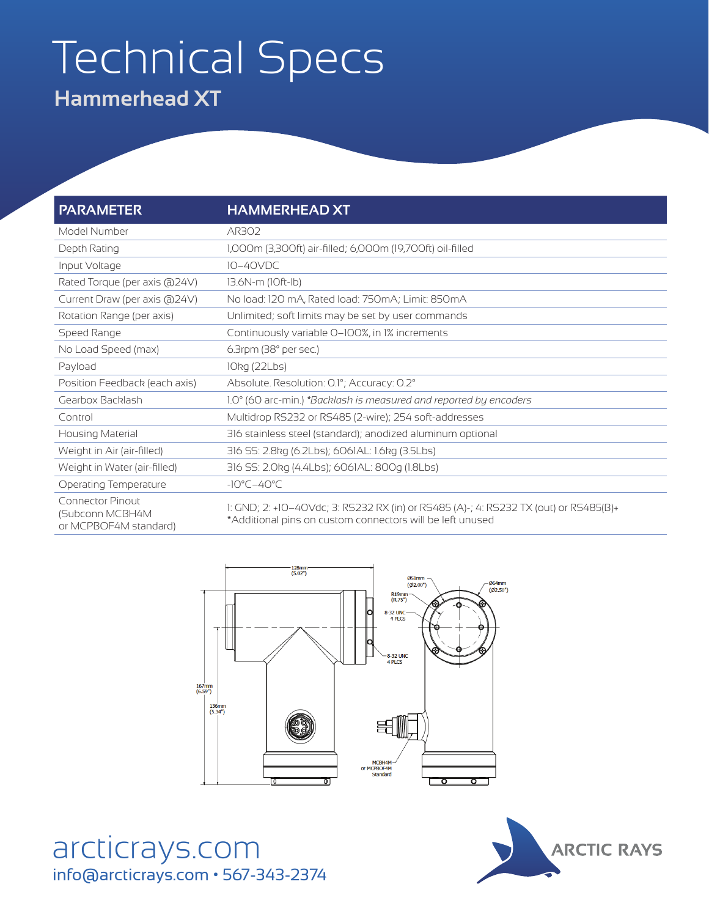# Technical Specs

## Hammerhead XT

| PARAMETER | HAMMERHEAD XT |
|---|---|
| Model Number | AR302 |
| Depth Rating | 1,000m (3,300ft) air-filled; 6,000m (19,700ft) oil-filled |
| Input Voltage | 10–40VDC |
| Rated Torque (per axis @24V) | 13.6N-m (10ft-lb) |
| Current Draw (per axis @24V) | No load: 120 mA, Rated load: 750mA; Limit: 850mA |
| Rotation Range (per axis) | Unlimited; soft limits may be set by user commands |
| Speed Range | Continuously variable 0–100%, in 1% increments |
| No Load Speed (max) | 6.3rpm (38° per sec.) |
| Payload | 10kg (22Lbs) |
| Position Feedback (each axis) | Absolute. Resolution: 0.1°; Accuracy: 0.2° |
| Gearbox Backlash | 1.0° (60 arc-min.) *\*Backlash is measured and reported by encoders* |
| Control | Multidrop RS232 or RS485 (2-wire); 254 soft-addresses |
| Housing Material | 316 stainless steel (standard); anodized aluminum optional |
| Weight in Air (air-filled) | 316 SS: 2.8kg (6.2Lbs); 6061AL: 1.6kg (3.5Lbs) |
| Weight in Water (air-filled) | 316 SS: 2.0kg (4.4Lbs); 6061AL: 800g (1.8Lbs) |
| Operating Temperature | -10°C–40°C |
| Connector Pinout (Subconn MCBH4M or MCPBOF4M standard) | 1: GND; 2: +10–40Vdc; 3: RS232 RX (in) or RS485 (A)-; 4: RS232 TX (out) or RS485(B)+ *Additional pins on custom connectors will be left unused |

128mm
(5.02")

167mm
(6.59")

136mm
(5.34")

Ø51mm
(Ø2.00")

Ø64mm
(Ø2.50")

R19mm
(R.75")

8-32 UNC
4 PLCS

8-32 UNC
4 PLCS

MCBH4M
or MCPBOF4M
Standard

arcticrays.com
info@arcticrays.com • 567-343-2374

ARCTIC RAYS